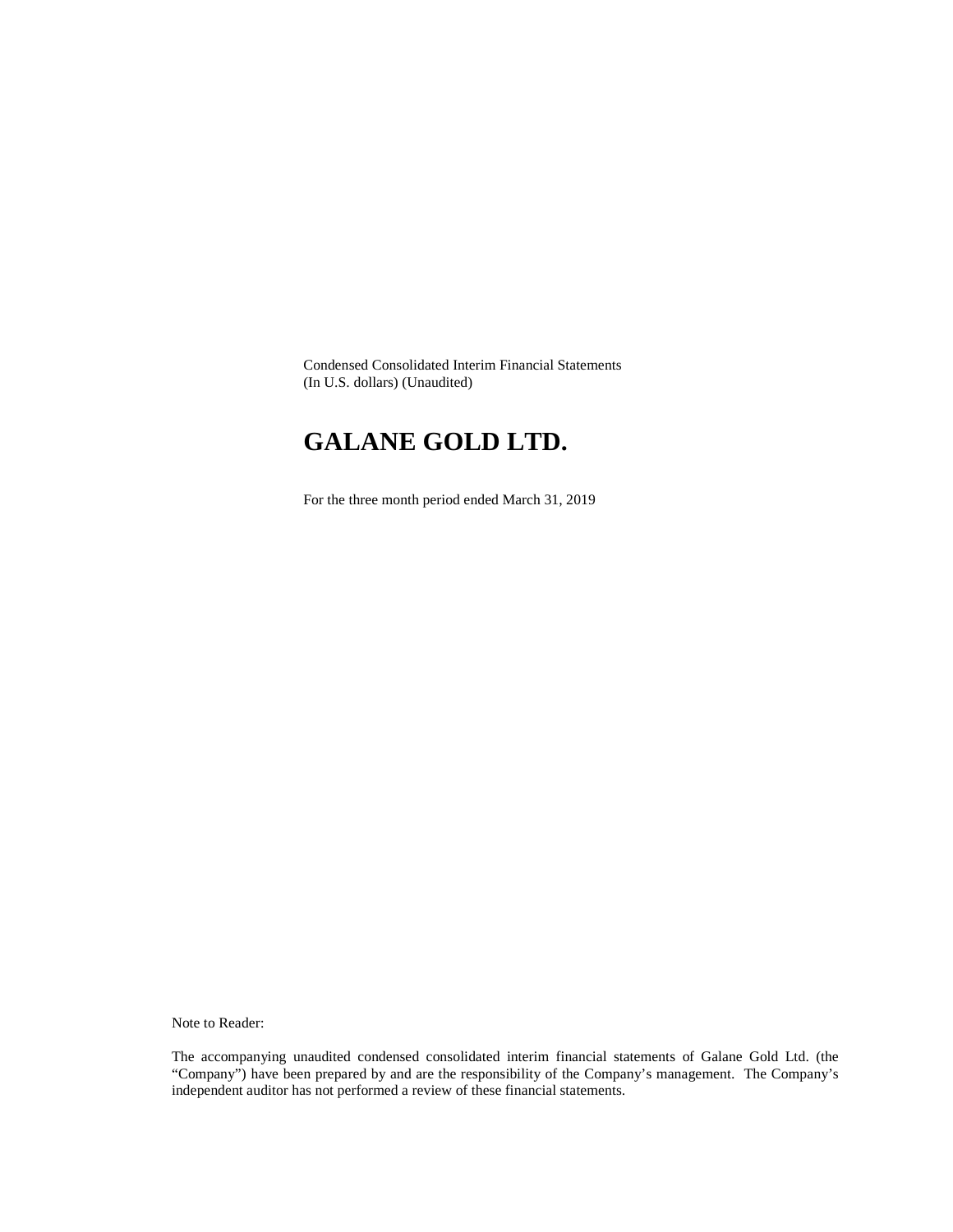Condensed Consolidated Interim Financial Statements
(In U.S. dollars) (Unaudited)

# GALANE GOLD LTD.

For the three month period ended March 31, 2019

Note to Reader:

The accompanying unaudited condensed consolidated interim financial statements of Galane Gold Ltd. (the "Company") have been prepared by and are the responsibility of the Company's management. The Company's independent auditor has not performed a review of these financial statements.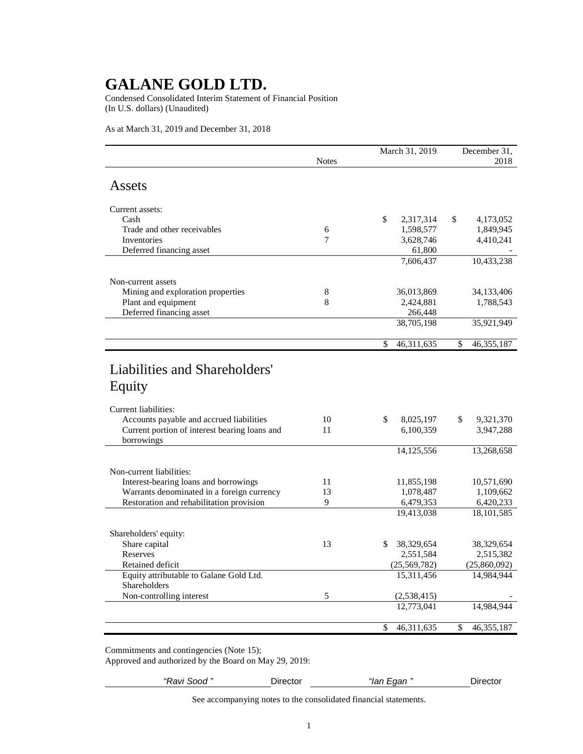# GALANE GOLD LTD.

Condensed Consolidated Interim Statement of Financial Position
(In U.S. dollars) (Unaudited)

As at March 31, 2019 and December 31, 2018

| | Notes | March 31, 2019 | December 31, 2018 |
|---|---|---|---|
| **Assets** | | | |
| Current assets: | | | |
| Cash | | $ 2,317,314 | $ 4,173,052 |
| Trade and other receivables | 6 | 1,598,577 | 1,849,945 |
| Inventories | 7 | 3,628,746 | 4,410,241 |
| Deferred financing asset | | 61,800 | - |
| | | 7,606,437 | 10,433,238 |
| Non-current assets | | | |
| Mining and exploration properties | 8 | 36,013,869 | 34,133,406 |
| Plant and equipment | 8 | 2,424,881 | 1,788,543 |
| Deferred financing asset | | 266,448 | |
| | | 38,705,198 | 35,921,949 |
| | | $ 46,311,635 | $ 46,355,187 |
| **Liabilities and Shareholders' Equity** | | | |
| Current liabilities: | | | |
| Accounts payable and accrued liabilities | 10 | $ 8,025,197 | $ 9,321,370 |
| Current portion of interest bearing loans and borrowings | 11 | 6,100,359 | 3,947,288 |
| | | 14,125,556 | 13,268,658 |
| Non-current liabilities: | | | |
| Interest-bearing loans and borrowings | 11 | 11,855,198 | 10,571,690 |
| Warrants denominated in a foreign currency | 13 | 1,078,487 | 1,109,662 |
| Restoration and rehabilitation provision | 9 | 6,479,353 | 6,420,233 |
| | | 19,413,038 | 18,101,585 |
| Shareholders' equity: | | | |
| Share capital | 13 | $ 38,329,654 | 38,329,654 |
| Reserves | | 2,551,584 | 2,515,382 |
| Retained deficit | | (25,569,782) | (25,860,092) |
| Equity attributable to Galane Gold Ltd. Shareholders | | 15,311,456 | 14,984,944 |
| Non-controlling interest | 5 | (2,538,415) | - |
| | | 12,773,041 | 14,984,944 |
| | | $ 46,311,635 | $ 46,355,187 |

Commitments and contingencies (Note 15);
Approved and authorized by the Board on May 29, 2019:

*"Ravi Sood "* Director *"Ian Egan "* Director

See accompanying notes to the consolidated financial statements.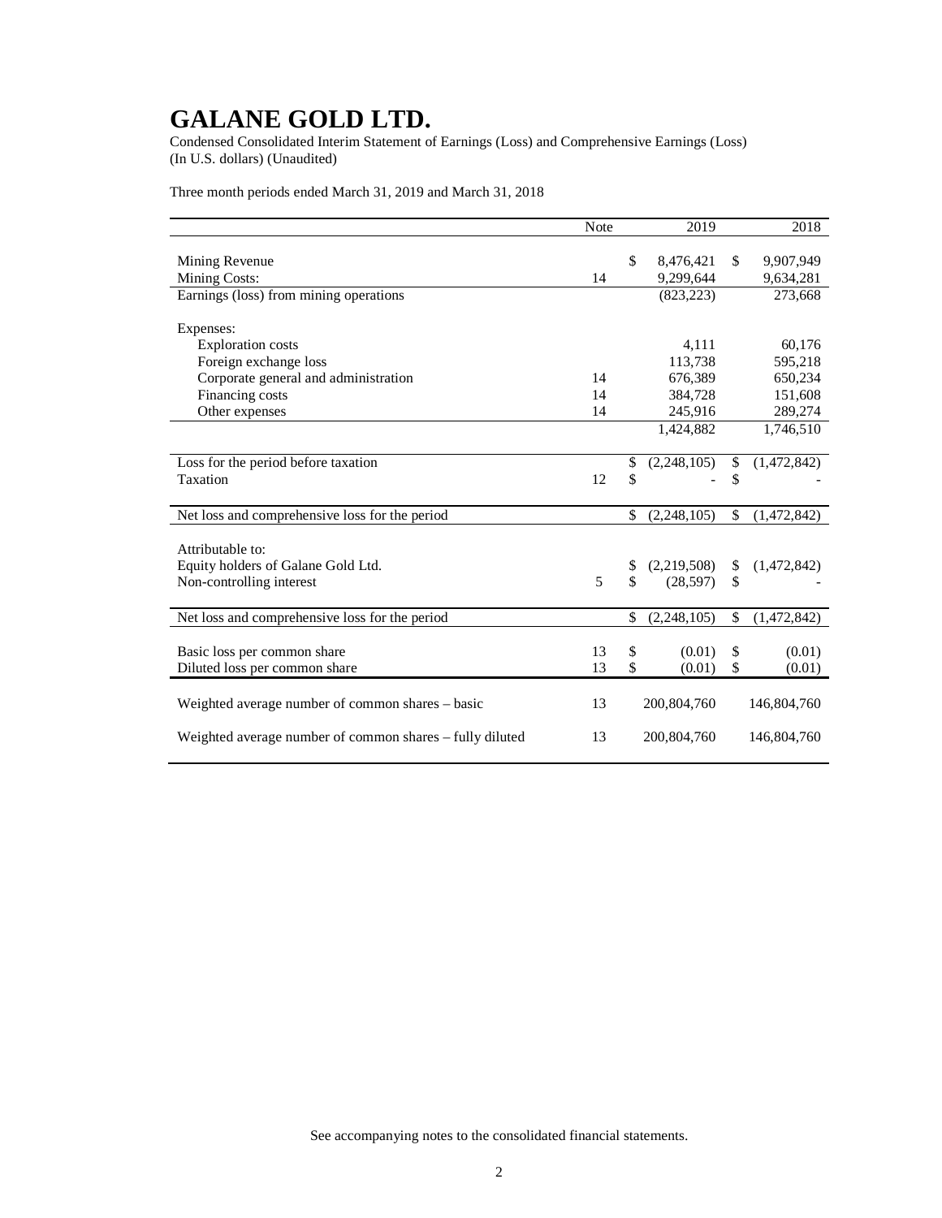# GALANE GOLD LTD.

Condensed Consolidated Interim Statement of Earnings (Loss) and Comprehensive Earnings (Loss)
(In U.S. dollars) (Unaudited)

Three month periods ended March 31, 2019 and March 31, 2018

| | Note | 2019 | 2018 |
|---|---|---|---|
| Mining Revenue | | $ 8,476,421 | $ 9,907,949 |
| Mining Costs: | 14 | 9,299,644 | 9,634,281 |
| Earnings (loss) from mining operations | | (823,223) | 273,668 |
| Expenses: | | | |
| Exploration costs | | 4,111 | 60,176 |
| Foreign exchange loss | | 113,738 | 595,218 |
| Corporate general and administration | 14 | 676,389 | 650,234 |
| Financing costs | 14 | 384,728 | 151,608 |
| Other expenses | 14 | 245,916 | 289,274 |
| | | 1,424,882 | 1,746,510 |
| Loss for the period before taxation | | $ (2,248,105) | $ (1,472,842) |
| Taxation | 12 | $ - | $ - |
| Net loss and comprehensive loss for the period | | $ (2,248,105) | $ (1,472,842) |
| Attributable to: | | | |
| Equity holders of Galane Gold Ltd. | | $ (2,219,508) | $ (1,472,842) |
| Non-controlling interest | 5 | $ (28,597) | $ - |
| Net loss and comprehensive loss for the period | | $ (2,248,105) | $ (1,472,842) |
| Basic loss per common share | 13 | $ (0.01) | $ (0.01) |
| Diluted loss per common share | 13 | $ (0.01) | $ (0.01) |
| Weighted average number of common shares – basic | 13 | 200,804,760 | 146,804,760 |
| Weighted average number of common shares – fully diluted | 13 | 200,804,760 | 146,804,760 |

See accompanying notes to the consolidated financial statements.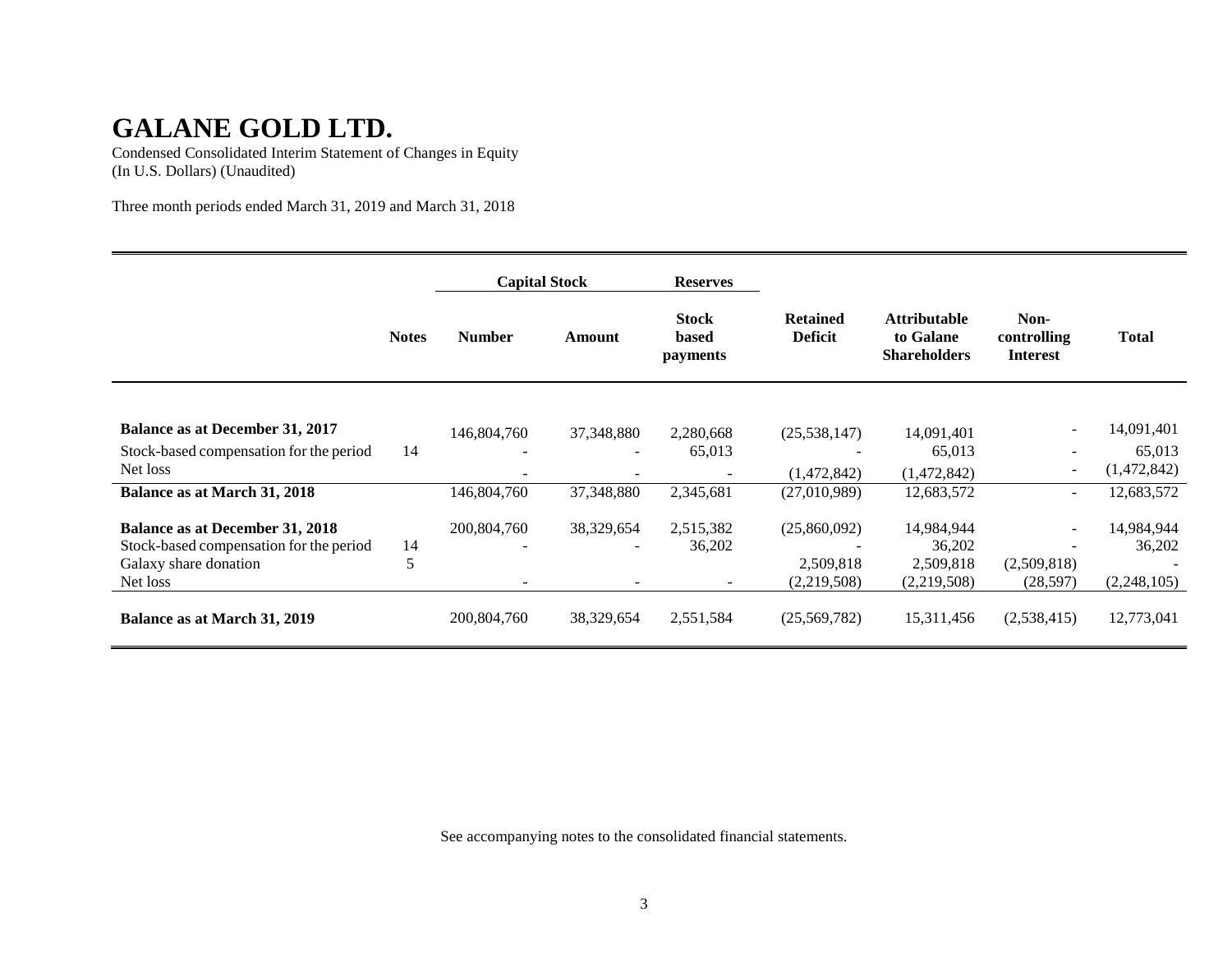# GALANE GOLD LTD.

Condensed Consolidated Interim Statement of Changes in Equity
(In U.S. Dollars) (Unaudited)

Three month periods ended March 31, 2019 and March 31, 2018

| | | Capital Stock | | Reserves | | | | |
|---|---|---|---|---|---|---|---|---|
| | Notes | Number | Amount | Stock based payments | Retained Deficit | Attributable to Galane Shareholders | Non-controlling Interest | Total |
| **Balance as at December 31, 2017** | | 146,804,760 | 37,348,880 | 2,280,668 | (25,538,147) | 14,091,401 | - | 14,091,401 |
| Stock-based compensation for the period | 14 | - | - | 65,013 | - | 65,013 | - | 65,013 |
| Net loss | | - | - | - | (1,472,842) | (1,472,842) | - | (1,472,842) |
| **Balance as at March 31, 2018** | | 146,804,760 | 37,348,880 | 2,345,681 | (27,010,989) | 12,683,572 | - | 12,683,572 |
| **Balance as at December 31, 2018** | | 200,804,760 | 38,329,654 | 2,515,382 | (25,860,092) | 14,984,944 | - | 14,984,944 |
| Stock-based compensation for the period | 14 | - | - | 36,202 | - | 36,202 | - | 36,202 |
| Galaxy share donation | 5 | | | | 2,509,818 | 2,509,818 | (2,509,818) | - |
| Net loss | | - | - | - | (2,219,508) | (2,219,508) | (28,597) | (2,248,105) |
| **Balance as at March 31, 2019** | | 200,804,760 | 38,329,654 | 2,551,584 | (25,569,782) | 15,311,456 | (2,538,415) | 12,773,041 |

See accompanying notes to the consolidated financial statements.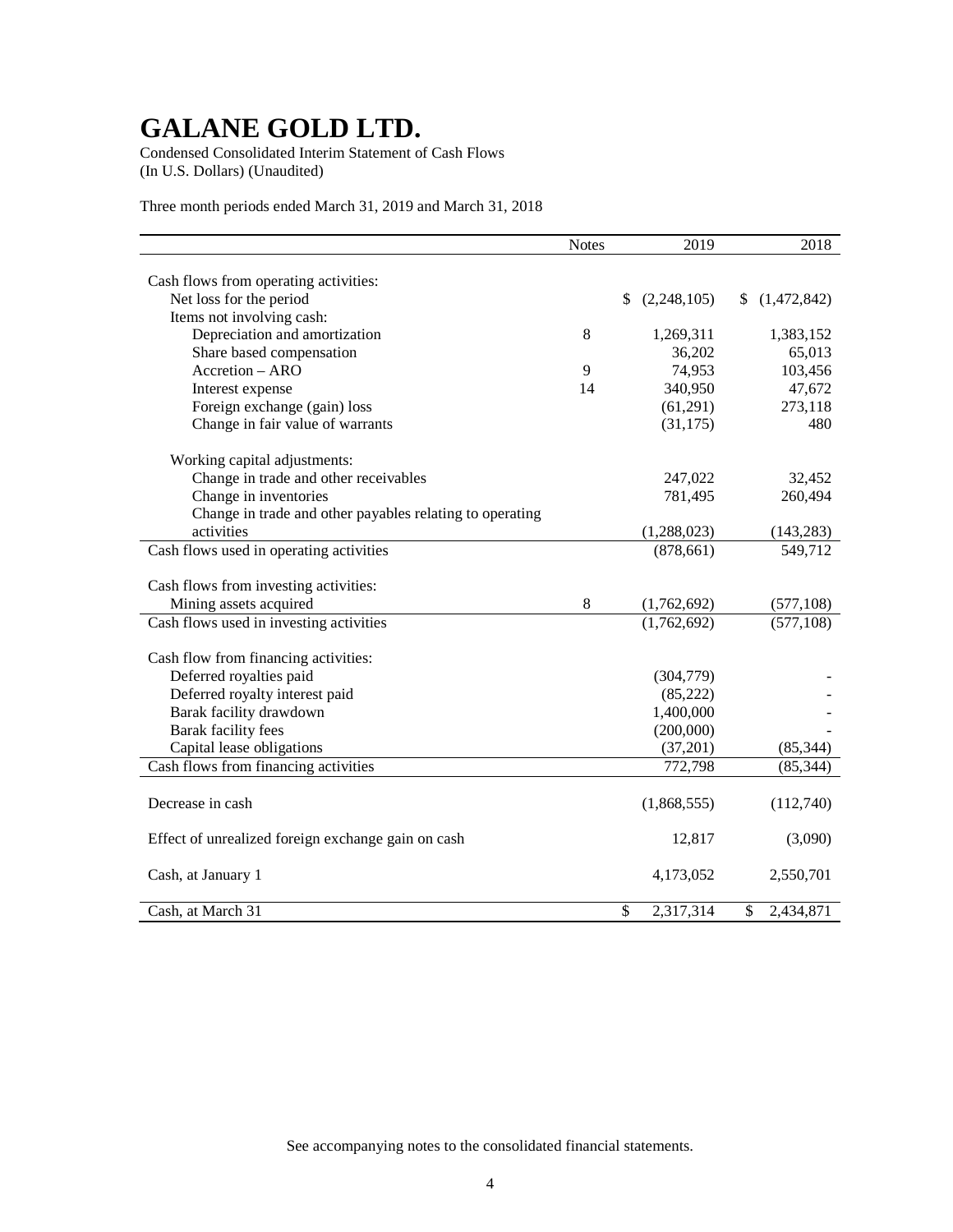# GALANE GOLD LTD.

Condensed Consolidated Interim Statement of Cash Flows
(In U.S. Dollars) (Unaudited)

Three month periods ended March 31, 2019 and March 31, 2018

| | Notes | 2019 | 2018 |
|---|---|---|---|
| Cash flows from operating activities: | | | |
| Net loss for the period | | $ (2,248,105) | $ (1,472,842) |
| Items not involving cash: | | | |
| Depreciation and amortization | 8 | 1,269,311 | 1,383,152 |
| Share based compensation | | 36,202 | 65,013 |
| Accretion – ARO | 9 | 74,953 | 103,456 |
| Interest expense | 14 | 340,950 | 47,672 |
| Foreign exchange (gain) loss | | (61,291) | 273,118 |
| Change in fair value of warrants | | (31,175) | 480 |
| Working capital adjustments: | | | |
| Change in trade and other receivables | | 247,022 | 32,452 |
| Change in inventories | | 781,495 | 260,494 |
| Change in trade and other payables relating to operating activities | | (1,288,023) | (143,283) |
| Cash flows used in operating activities | | (878,661) | 549,712 |
| Cash flows from investing activities: | | | |
| Mining assets acquired | 8 | (1,762,692) | (577,108) |
| Cash flows used in investing activities | | (1,762,692) | (577,108) |
| Cash flow from financing activities: | | | |
| Deferred royalties paid | | (304,779) | - |
| Deferred royalty interest paid | | (85,222) | - |
| Barak facility drawdown | | 1,400,000 | - |
| Barak facility fees | | (200,000) | - |
| Capital lease obligations | | (37,201) | (85,344) |
| Cash flows from financing activities | | 772,798 | (85,344) |
| Decrease in cash | | (1,868,555) | (112,740) |
| Effect of unrealized foreign exchange gain on cash | | 12,817 | (3,090) |
| Cash, at January 1 | | 4,173,052 | 2,550,701 |
| Cash, at March 31 | | $ 2,317,314 | $ 2,434,871 |

See accompanying notes to the consolidated financial statements.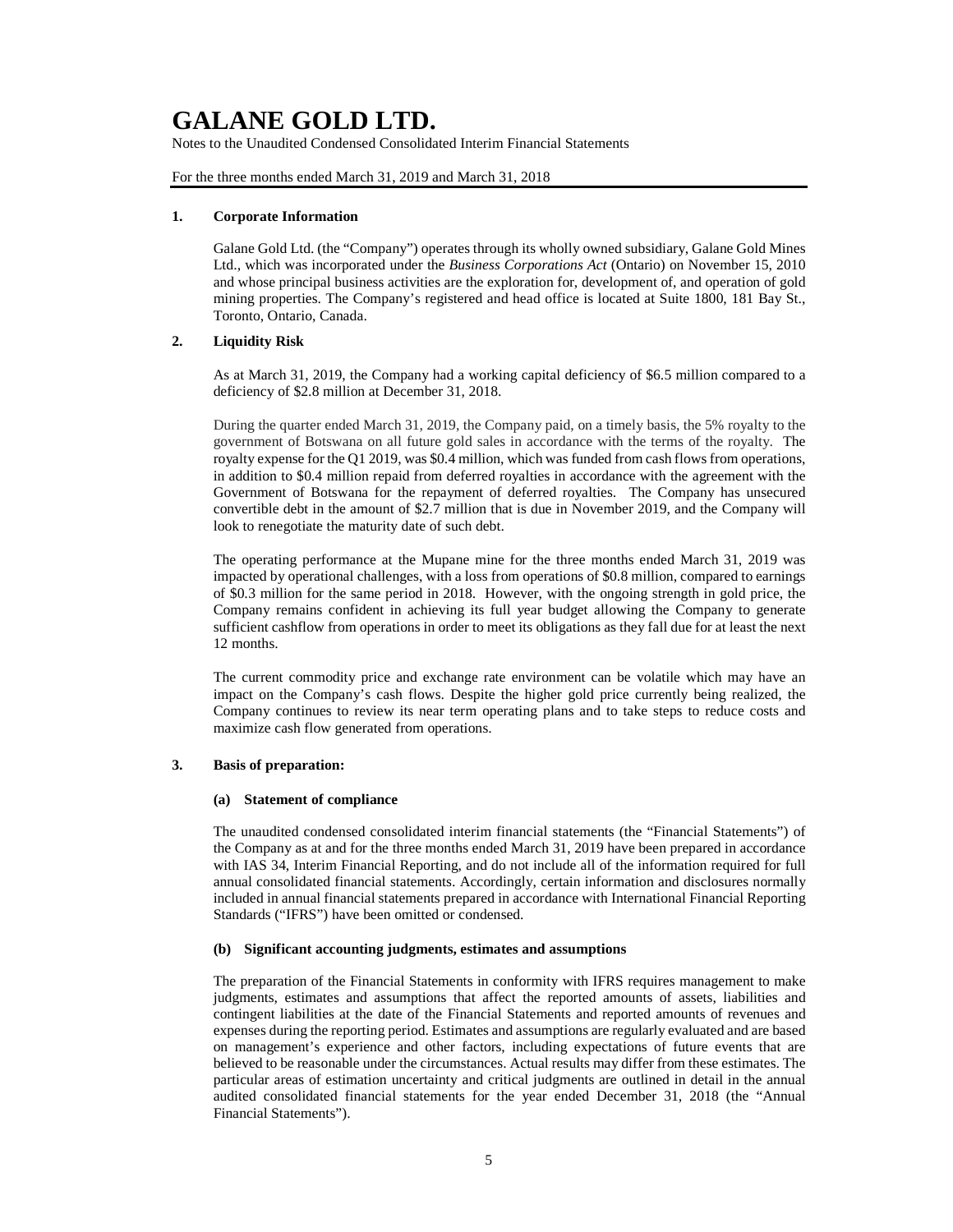# GALANE GOLD LTD.

Notes to the Unaudited Condensed Consolidated Interim Financial Statements

For the three months ended March 31, 2019 and March 31, 2018

## 1. Corporate Information

Galane Gold Ltd. (the "Company") operates through its wholly owned subsidiary, Galane Gold Mines Ltd., which was incorporated under the *Business Corporations Act* (Ontario) on November 15, 2010 and whose principal business activities are the exploration for, development of, and operation of gold mining properties. The Company's registered and head office is located at Suite 1800, 181 Bay St., Toronto, Ontario, Canada.

## 2. Liquidity Risk

As at March 31, 2019, the Company had a working capital deficiency of $6.5 million compared to a deficiency of $2.8 million at December 31, 2018.

During the quarter ended March 31, 2019, the Company paid, on a timely basis, the 5% royalty to the government of Botswana on all future gold sales in accordance with the terms of the royalty. The royalty expense for the Q1 2019, was $0.4 million, which was funded from cash flows from operations, in addition to $0.4 million repaid from deferred royalties in accordance with the agreement with the Government of Botswana for the repayment of deferred royalties. The Company has unsecured convertible debt in the amount of $2.7 million that is due in November 2019, and the Company will look to renegotiate the maturity date of such debt.

The operating performance at the Mupane mine for the three months ended March 31, 2019 was impacted by operational challenges, with a loss from operations of $0.8 million, compared to earnings of $0.3 million for the same period in 2018. However, with the ongoing strength in gold price, the Company remains confident in achieving its full year budget allowing the Company to generate sufficient cashflow from operations in order to meet its obligations as they fall due for at least the next 12 months.

The current commodity price and exchange rate environment can be volatile which may have an impact on the Company's cash flows. Despite the higher gold price currently being realized, the Company continues to review its near term operating plans and to take steps to reduce costs and maximize cash flow generated from operations.

## 3. Basis of preparation:

### (a) Statement of compliance

The unaudited condensed consolidated interim financial statements (the "Financial Statements") of the Company as at and for the three months ended March 31, 2019 have been prepared in accordance with IAS 34, Interim Financial Reporting, and do not include all of the information required for full annual consolidated financial statements. Accordingly, certain information and disclosures normally included in annual financial statements prepared in accordance with International Financial Reporting Standards ("IFRS") have been omitted or condensed.

### (b) Significant accounting judgments, estimates and assumptions

The preparation of the Financial Statements in conformity with IFRS requires management to make judgments, estimates and assumptions that affect the reported amounts of assets, liabilities and contingent liabilities at the date of the Financial Statements and reported amounts of revenues and expenses during the reporting period. Estimates and assumptions are regularly evaluated and are based on management's experience and other factors, including expectations of future events that are believed to be reasonable under the circumstances. Actual results may differ from these estimates. The particular areas of estimation uncertainty and critical judgments are outlined in detail in the annual audited consolidated financial statements for the year ended December 31, 2018 (the "Annual Financial Statements").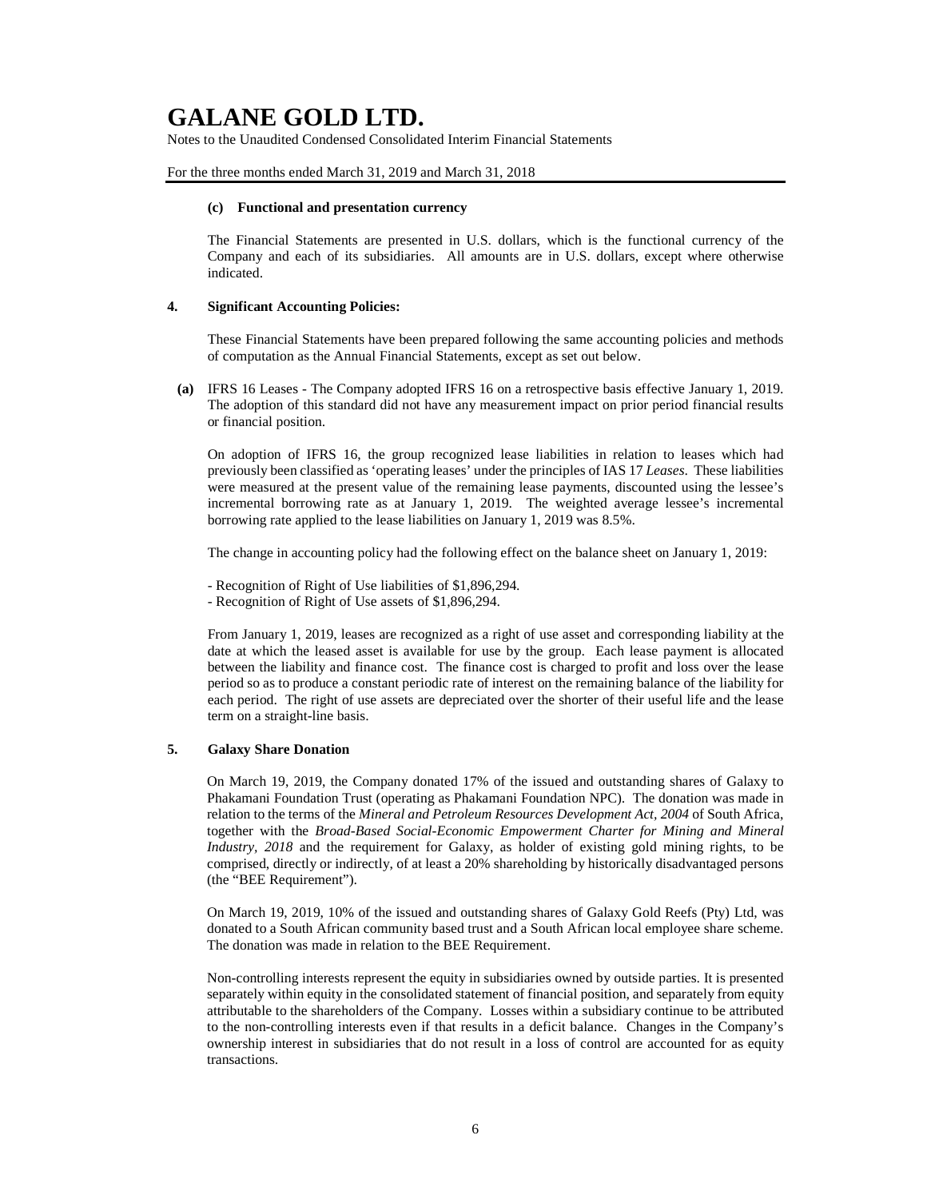#### (c) Functional and presentation currency

The Financial Statements are presented in U.S. dollars, which is the functional currency of the Company and each of its subsidiaries. All amounts are in U.S. dollars, except where otherwise indicated.

### 4. Significant Accounting Policies:

These Financial Statements have been prepared following the same accounting policies and methods of computation as the Annual Financial Statements, except as set out below.

**(a)** IFRS 16 Leases - The Company adopted IFRS 16 on a retrospective basis effective January 1, 2019. The adoption of this standard did not have any measurement impact on prior period financial results or financial position.

On adoption of IFRS 16, the group recognized lease liabilities in relation to leases which had previously been classified as 'operating leases' under the principles of IAS 17 *Leases*. These liabilities were measured at the present value of the remaining lease payments, discounted using the lessee's incremental borrowing rate as at January 1, 2019. The weighted average lessee's incremental borrowing rate applied to the lease liabilities on January 1, 2019 was 8.5%.

The change in accounting policy had the following effect on the balance sheet on January 1, 2019:

- Recognition of Right of Use liabilities of $1,896,294.
- Recognition of Right of Use assets of $1,896,294.

From January 1, 2019, leases are recognized as a right of use asset and corresponding liability at the date at which the leased asset is available for use by the group. Each lease payment is allocated between the liability and finance cost. The finance cost is charged to profit and loss over the lease period so as to produce a constant periodic rate of interest on the remaining balance of the liability for each period. The right of use assets are depreciated over the shorter of their useful life and the lease term on a straight-line basis.

### 5. Galaxy Share Donation

On March 19, 2019, the Company donated 17% of the issued and outstanding shares of Galaxy to Phakamani Foundation Trust (operating as Phakamani Foundation NPC). The donation was made in relation to the terms of the *Mineral and Petroleum Resources Development Act, 2004* of South Africa, together with the *Broad-Based Social-Economic Empowerment Charter for Mining and Mineral Industry, 2018* and the requirement for Galaxy, as holder of existing gold mining rights, to be comprised, directly or indirectly, of at least a 20% shareholding by historically disadvantaged persons (the "BEE Requirement").

On March 19, 2019, 10% of the issued and outstanding shares of Galaxy Gold Reefs (Pty) Ltd, was donated to a South African community based trust and a South African local employee share scheme. The donation was made in relation to the BEE Requirement.

Non-controlling interests represent the equity in subsidiaries owned by outside parties. It is presented separately within equity in the consolidated statement of financial position, and separately from equity attributable to the shareholders of the Company. Losses within a subsidiary continue to be attributed to the non-controlling interests even if that results in a deficit balance. Changes in the Company's ownership interest in subsidiaries that do not result in a loss of control are accounted for as equity transactions.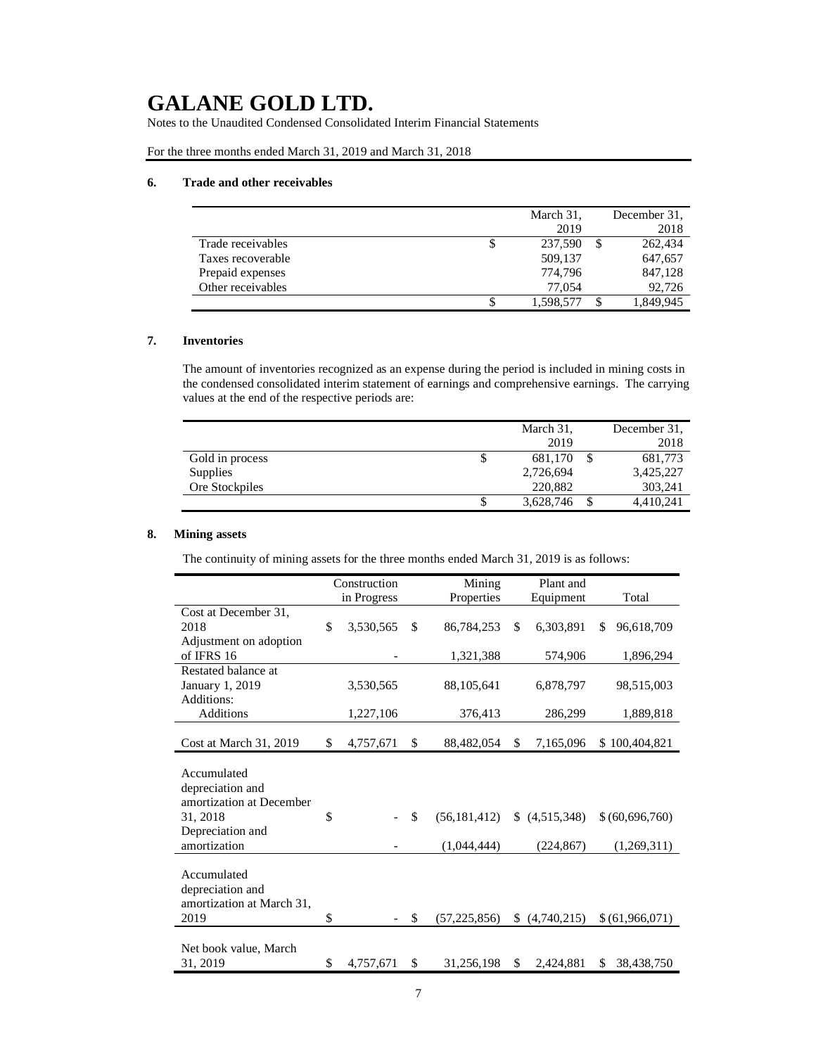# GALANE GOLD LTD.

Notes to the Unaudited Condensed Consolidated Interim Financial Statements

For the three months ended March 31, 2019 and March 31, 2018

## 6. Trade and other receivables

| | March 31, 2019 | December 31, 2018 |
|---|---|---|
| Trade receivables | $ 237,590 | $ 262,434 |
| Taxes recoverable | 509,137 | 647,657 |
| Prepaid expenses | 774,796 | 847,128 |
| Other receivables | 77,054 | 92,726 |
| | $ 1,598,577 | $ 1,849,945 |

## 7. Inventories

The amount of inventories recognized as an expense during the period is included in mining costs in the condensed consolidated interim statement of earnings and comprehensive earnings. The carrying values at the end of the respective periods are:

| | March 31, 2019 | December 31, 2018 |
|---|---|---|
| Gold in process | $ 681,170 | $ 681,773 |
| Supplies | 2,726,694 | 3,425,227 |
| Ore Stockpiles | 220,882 | 303,241 |
| | $ 3,628,746 | $ 4,410,241 |

## 8. Mining assets

The continuity of mining assets for the three months ended March 31, 2019 is as follows:

| | Construction in Progress | Mining Properties | Plant and Equipment | Total |
|---|---|---|---|---|
| Cost at December 31, 2018 | $ 3,530,565 | $ 86,784,253 | $ 6,303,891 | $ 96,618,709 |
| Adjustment on adoption of IFRS 16 | - | 1,321,388 | 574,906 | 1,896,294 |
| Restated balance at January 1, 2019 | 3,530,565 | 88,105,641 | 6,878,797 | 98,515,003 |
| Additions: | | | | |
| Additions | 1,227,106 | 376,413 | 286,299 | 1,889,818 |
| Cost at March 31, 2019 | $ 4,757,671 | $ 88,482,054 | $ 7,165,096 | $ 100,404,821 |
| Accumulated depreciation and amortization at December 31, 2018 | $ - | $ (56,181,412) | $ (4,515,348) | $ (60,696,760) |
| Depreciation and amortization | - | (1,044,444) | (224,867) | (1,269,311) |
| Accumulated depreciation and amortization at March 31, 2019 | $ - | $ (57,225,856) | $ (4,740,215) | $ (61,966,071) |
| Net book value, March 31, 2019 | $ 4,757,671 | $ 31,256,198 | $ 2,424,881 | $ 38,438,750 |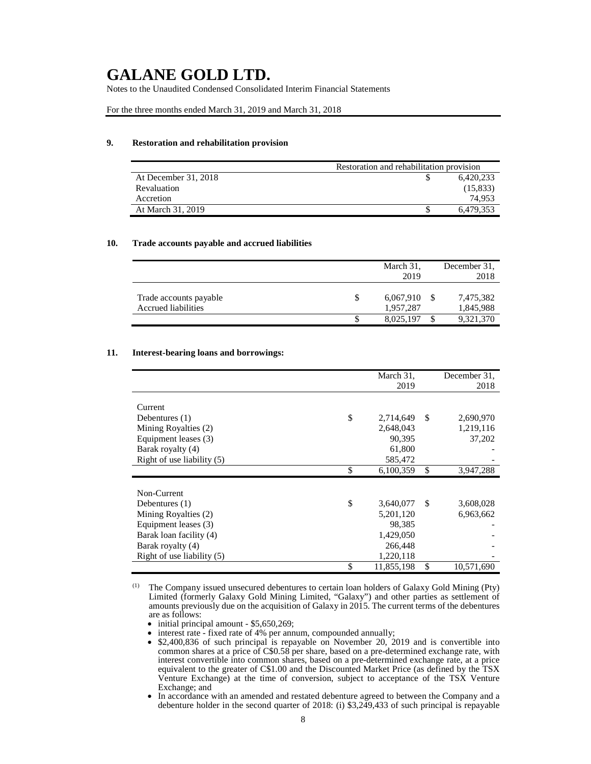## 9. Restoration and rehabilitation provision

| | Restoration and rehabilitation provision |
|---|---|
| At December 31, 2018 | $ 6,420,233 |
| Revaluation | (15,833) |
| Accretion | 74,953 |
| At March 31, 2019 | $ 6,479,353 |

## 10. Trade accounts payable and accrued liabilities

| | March 31, 2019 | December 31, 2018 |
|---|---|---|
| Trade accounts payable | $ 6,067,910 | $ 7,475,382 |
| Accrued liabilities | 1,957,287 | 1,845,988 |
| | $ 8,025,197 | $ 9,321,370 |

## 11. Interest-bearing loans and borrowings:

| | March 31, 2019 | December 31, 2018 |
|---|---|---|
| Current | | |
| Debentures (1) | $ 2,714,649 | $ 2,690,970 |
| Mining Royalties (2) | 2,648,043 | 1,219,116 |
| Equipment leases (3) | 90,395 | 37,202 |
| Barak royalty (4) | 61,800 | - |
| Right of use liability (5) | 585,472 | - |
| | $ 6,100,359 | $ 3,947,288 |
| Non-Current | | |
| Debentures (1) | $ 3,640,077 | $ 3,608,028 |
| Mining Royalties (2) | 5,201,120 | 6,963,662 |
| Equipment leases (3) | 98,385 | - |
| Barak loan facility (4) | 1,429,050 | - |
| Barak royalty (4) | 266,448 | - |
| Right of use liability (5) | 1,220,118 | - |
| | $ 11,855,198 | $ 10,571,690 |

(1) The Company issued unsecured debentures to certain loan holders of Galaxy Gold Mining (Pty) Limited (formerly Galaxy Gold Mining Limited, "Galaxy") and other parties as settlement of amounts previously due on the acquisition of Galaxy in 2015. The current terms of the debentures are as follows:

- initial principal amount - $5,650,269;
- interest rate - fixed rate of 4% per annum, compounded annually;
- $2,400,836 of such principal is repayable on November 20, 2019 and is convertible into common shares at a price of C$0.58 per share, based on a pre-determined exchange rate, with interest convertible into common shares, based on a pre-determined exchange rate, at a price equivalent to the greater of C$1.00 and the Discounted Market Price (as defined by the TSX Venture Exchange) at the time of conversion, subject to acceptance of the TSX Venture Exchange; and
- In accordance with an amended and restated debenture agreed to between the Company and a debenture holder in the second quarter of 2018: (i) $3,249,433 of such principal is repayable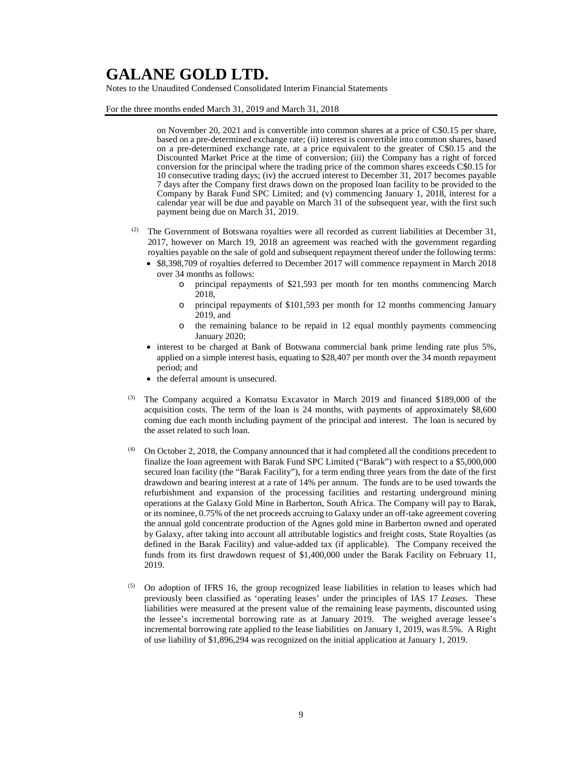on November 20, 2021 and is convertible into common shares at a price of C$0.15 per share, based on a pre-determined exchange rate; (ii) interest is convertible into common shares, based on a pre-determined exchange rate, at a price equivalent to the greater of C$0.15 and the Discounted Market Price at the time of conversion; (iii) the Company has a right of forced conversion for the principal where the trading price of the common shares exceeds C$0.15 for 10 consecutive trading days; (iv) the accrued interest to December 31, 2017 becomes payable 7 days after the Company first draws down on the proposed loan facility to be provided to the Company by Barak Fund SPC Limited; and (v) commencing January 1, 2018, interest for a calendar year will be due and payable on March 31 of the subsequent year, with the first such payment being due on March 31, 2019.

(2) The Government of Botswana royalties were all recorded as current liabilities at December 31, 2017, however on March 19, 2018 an agreement was reached with the government regarding royalties payable on the sale of gold and subsequent repayment thereof under the following terms:

- $8,398,709 of royalties deferred to December 2017 will commence repayment in March 2018 over 34 months as follows:
  - principal repayments of $21,593 per month for ten months commencing March 2018,
  - principal repayments of $101,593 per month for 12 months commencing January 2019, and
  - the remaining balance to be repaid in 12 equal monthly payments commencing January 2020;
- interest to be charged at Bank of Botswana commercial bank prime lending rate plus 5%, applied on a simple interest basis, equating to $28,407 per month over the 34 month repayment period; and
- the deferral amount is unsecured.

(3) The Company acquired a Komatsu Excavator in March 2019 and financed $189,000 of the acquisition costs. The term of the loan is 24 months, with payments of approximately $8,600 coming due each month including payment of the principal and interest. The loan is secured by the asset related to such loan.

(4) On October 2, 2018, the Company announced that it had completed all the conditions precedent to finalize the loan agreement with Barak Fund SPC Limited ("Barak") with respect to a $5,000,000 secured loan facility (the "Barak Facility"), for a term ending three years from the date of the first drawdown and bearing interest at a rate of 14% per annum. The funds are to be used towards the refurbishment and expansion of the processing facilities and restarting underground mining operations at the Galaxy Gold Mine in Barberton, South Africa. The Company will pay to Barak, or its nominee, 0.75% of the net proceeds accruing to Galaxy under an off-take agreement covering the annual gold concentrate production of the Agnes gold mine in Barberton owned and operated by Galaxy, after taking into account all attributable logistics and freight costs, State Royalties (as defined in the Barak Facility) and value-added tax (if applicable). The Company received the funds from its first drawdown request of $1,400,000 under the Barak Facility on February 11, 2019.

(5) On adoption of IFRS 16, the group recognized lease liabilities in relation to leases which had previously been classified as 'operating leases' under the principles of IAS 17 *Leases*. These liabilities were measured at the present value of the remaining lease payments, discounted using the lessee's incremental borrowing rate as at January 2019. The weighed average lessee's incremental borrowing rate applied to the lease liabilities on January 1, 2019, was 8.5%. A Right of use liability of $1,896,294 was recognized on the initial application at January 1, 2019.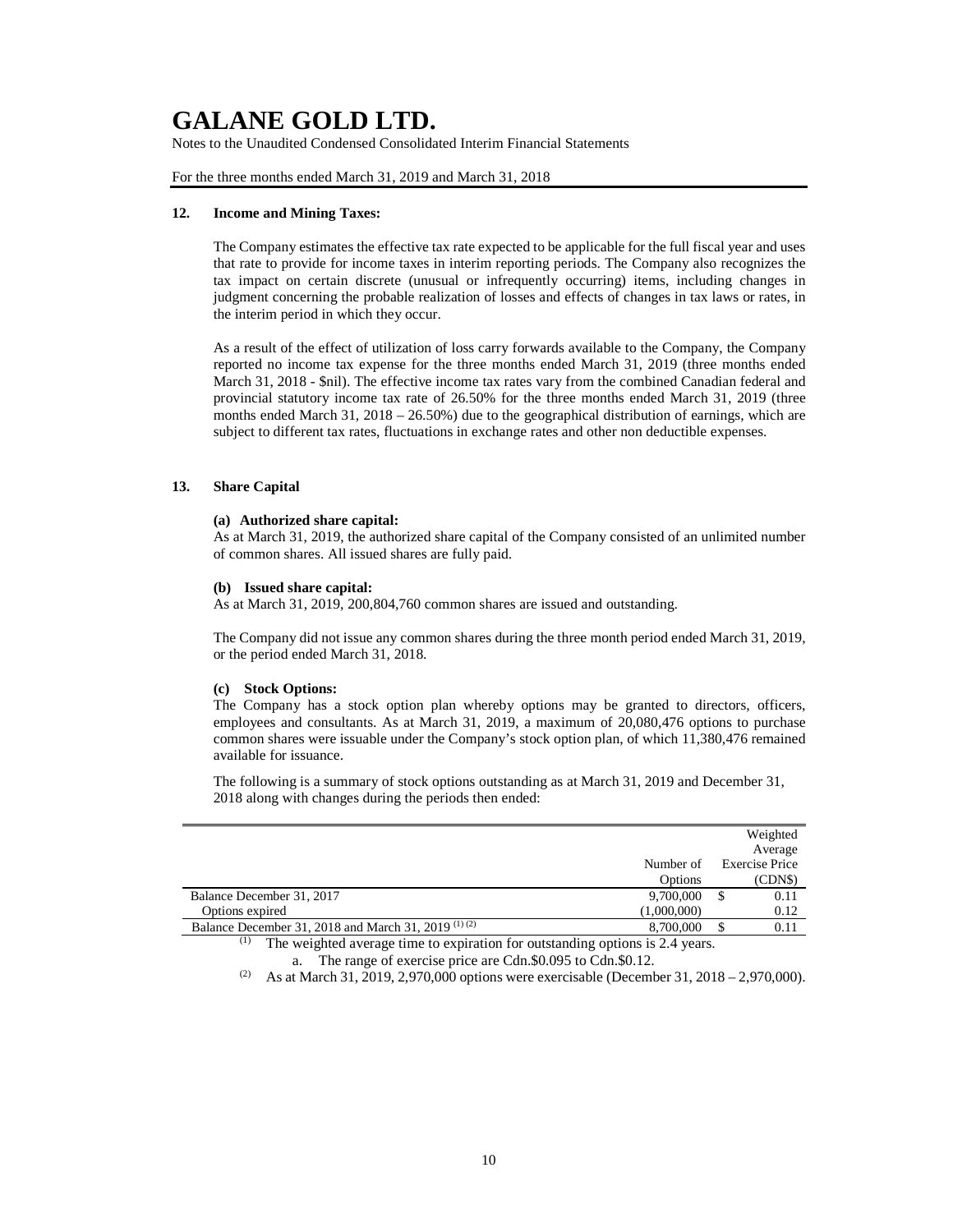# GALANE GOLD LTD.

Notes to the Unaudited Condensed Consolidated Interim Financial Statements

For the three months ended March 31, 2019 and March 31, 2018

### 12. Income and Mining Taxes:

The Company estimates the effective tax rate expected to be applicable for the full fiscal year and uses that rate to provide for income taxes in interim reporting periods. The Company also recognizes the tax impact on certain discrete (unusual or infrequently occurring) items, including changes in judgment concerning the probable realization of losses and effects of changes in tax laws or rates, in the interim period in which they occur.

As a result of the effect of utilization of loss carry forwards available to the Company, the Company reported no income tax expense for the three months ended March 31, 2019 (three months ended March 31, 2018 - $nil). The effective income tax rates vary from the combined Canadian federal and provincial statutory income tax rate of 26.50% for the three months ended March 31, 2019 (three months ended March 31, 2018 – 26.50%) due to the geographical distribution of earnings, which are subject to different tax rates, fluctuations in exchange rates and other non deductible expenses.

### 13. Share Capital

**(a) Authorized share capital:**

As at March 31, 2019, the authorized share capital of the Company consisted of an unlimited number of common shares. All issued shares are fully paid.

**(b) Issued share capital:**

As at March 31, 2019, 200,804,760 common shares are issued and outstanding.

The Company did not issue any common shares during the three month period ended March 31, 2019, or the period ended March 31, 2018.

**(c) Stock Options:**

The Company has a stock option plan whereby options may be granted to directors, officers, employees and consultants. As at March 31, 2019, a maximum of 20,080,476 options to purchase common shares were issuable under the Company's stock option plan, of which 11,380,476 remained available for issuance.

The following is a summary of stock options outstanding as at March 31, 2019 and December 31, 2018 along with changes during the periods then ended:

| | Number of Options | Weighted Average Exercise Price (CDN$) |
|---|---|---|
| Balance December 31, 2017 | 9,700,000 | $ 0.11 |
| Options expired | (1,000,000) | 0.12 |
| Balance December 31, 2018 and March 31, 2019 [(1) (2)] | 8,700,000 | $ 0.11 |

[(1)] The weighted average time to expiration for outstanding options is 2.4 years.

a. The range of exercise price are Cdn.$0.095 to Cdn.$0.12.

[(2)] As at March 31, 2019, 2,970,000 options were exercisable (December 31, 2018 – 2,970,000).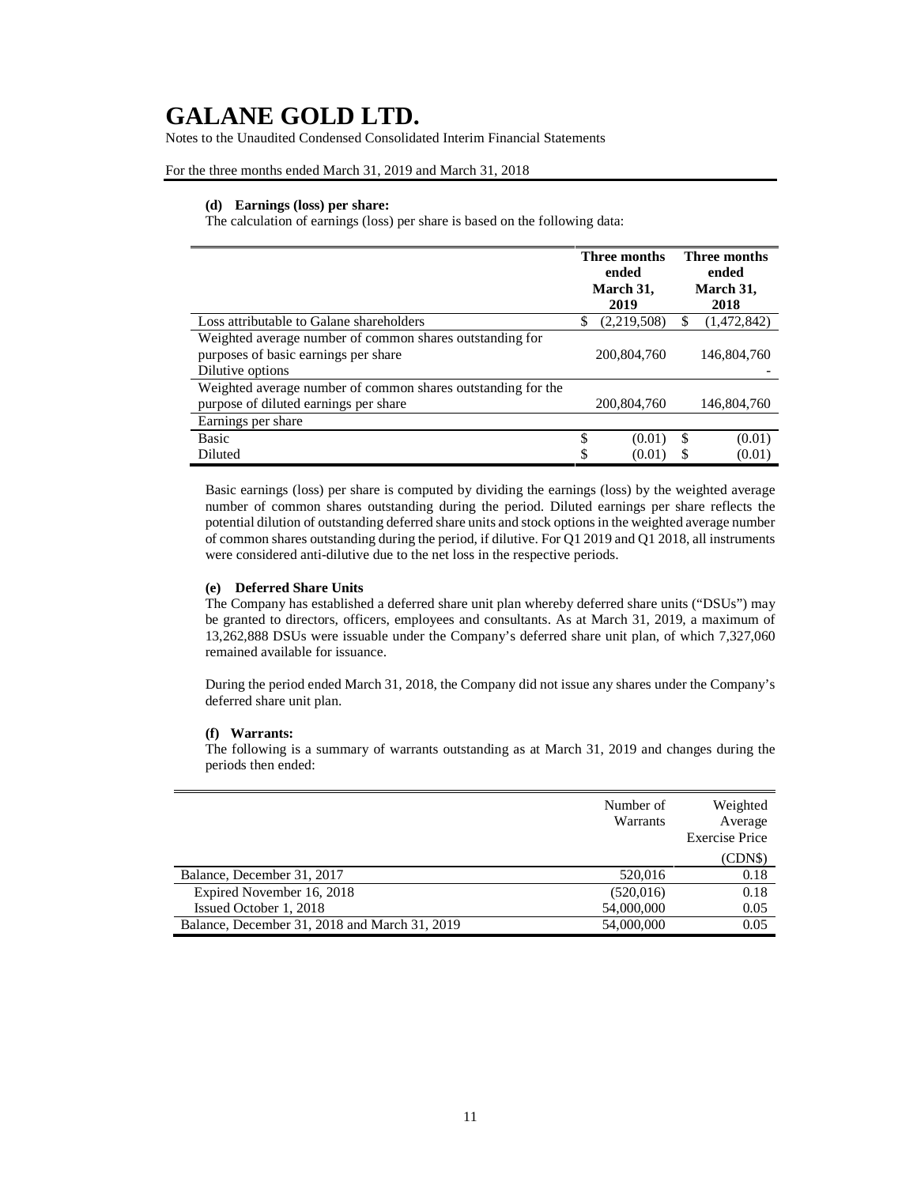# GALANE GOLD LTD.

Notes to the Unaudited Condensed Consolidated Interim Financial Statements

For the three months ended March 31, 2019 and March 31, 2018

**(d) Earnings (loss) per share:**

The calculation of earnings (loss) per share is based on the following data:

| | Three months ended March 31, 2019 | Three months ended March 31, 2018 |
|---|---|---|
| Loss attributable to Galane shareholders | $ (2,219,508) | $ (1,472,842) |
| Weighted average number of common shares outstanding for purposes of basic earnings per share | 200,804,760 | 146,804,760 |
| Dilutive options | | - |
| Weighted average number of common shares outstanding for the purpose of diluted earnings per share | 200,804,760 | 146,804,760 |
| Earnings per share | | |
| Basic | $ (0.01) | $ (0.01) |
| Diluted | $ (0.01) | $ (0.01) |

Basic earnings (loss) per share is computed by dividing the earnings (loss) by the weighted average number of common shares outstanding during the period. Diluted earnings per share reflects the potential dilution of outstanding deferred share units and stock options in the weighted average number of common shares outstanding during the period, if dilutive. For Q1 2019 and Q1 2018, all instruments were considered anti-dilutive due to the net loss in the respective periods.

**(e) Deferred Share Units**

The Company has established a deferred share unit plan whereby deferred share units ("DSUs") may be granted to directors, officers, employees and consultants. As at March 31, 2019, a maximum of 13,262,888 DSUs were issuable under the Company's deferred share unit plan, of which 7,327,060 remained available for issuance.

During the period ended March 31, 2018, the Company did not issue any shares under the Company's deferred share unit plan.

**(f) Warrants:**

The following is a summary of warrants outstanding as at March 31, 2019 and changes during the periods then ended:

| | Number of Warrants | Weighted Average Exercise Price (CDN$) |
|---|---|---|
| Balance, December 31, 2017 | 520,016 | 0.18 |
| Expired November 16, 2018 | (520,016) | 0.18 |
| Issued October 1, 2018 | 54,000,000 | 0.05 |
| Balance, December 31, 2018 and March 31, 2019 | 54,000,000 | 0.05 |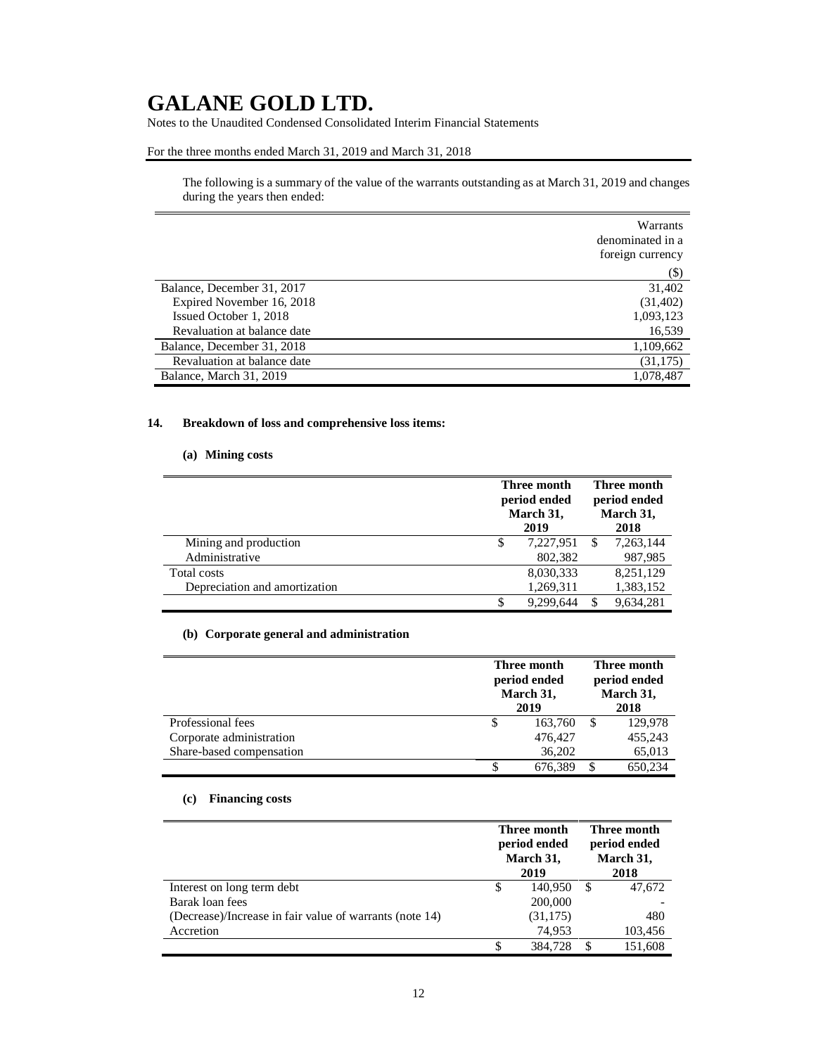# GALANE GOLD LTD.

Notes to the Unaudited Condensed Consolidated Interim Financial Statements

For the three months ended March 31, 2019 and March 31, 2018

The following is a summary of the value of the warrants outstanding as at March 31, 2019 and changes during the years then ended:

| | Warrants denominated in a foreign currency |
|---|---|
| | ($) |
| Balance, December 31, 2017 | 31,402 |
| Expired November 16, 2018 | (31,402) |
| Issued October 1, 2018 | 1,093,123 |
| Revaluation at balance date | 16,539 |
| Balance, December 31, 2018 | 1,109,662 |
| Revaluation at balance date | (31,175) |
| Balance, March 31, 2019 | 1,078,487 |

## 14. Breakdown of loss and comprehensive loss items:

### (a) Mining costs

| | Three month period ended March 31, 2019 | Three month period ended March 31, 2018 |
|---|---|---|
| Mining and production | $ 7,227,951 | $ 7,263,144 |
| Administrative | 802,382 | 987,985 |
| Total costs | 8,030,333 | 8,251,129 |
| Depreciation and amortization | 1,269,311 | 1,383,152 |
| | $ 9,299,644 | $ 9,634,281 |

### (b) Corporate general and administration

| | Three month period ended March 31, 2019 | Three month period ended March 31, 2018 |
|---|---|---|
| Professional fees | $ 163,760 | $ 129,978 |
| Corporate administration | 476,427 | 455,243 |
| Share-based compensation | 36,202 | 65,013 |
| | $ 676,389 | $ 650,234 |

### (c) Financing costs

| | Three month period ended March 31, 2019 | Three month period ended March 31, 2018 |
|---|---|---|
| Interest on long term debt | $ 140,950 | $ 47,672 |
| Barak loan fees | 200,000 | - |
| (Decrease)/Increase in fair value of warrants (note 14) | (31,175) | 480 |
| Accretion | 74,953 | 103,456 |
| | $ 384,728 | $ 151,608 |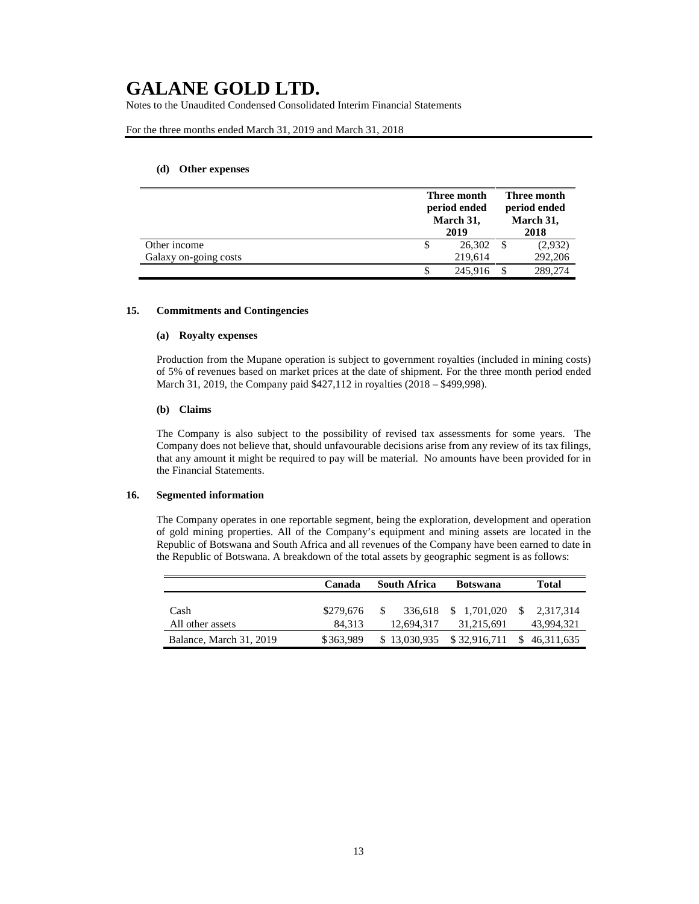**(d) Other expenses**

| | Three month period ended March 31, 2019 | Three month period ended March 31, 2018 |
|---|---|---|
| Other income | $ 26,302 | $ (2,932) |
| Galaxy on-going costs | 219,614 | 292,206 |
| | $ 245,916 | $ 289,274 |

## 15. Commitments and Contingencies

**(a) Royalty expenses**

Production from the Mupane operation is subject to government royalties (included in mining costs) of 5% of revenues based on market prices at the date of shipment. For the three month period ended March 31, 2019, the Company paid $427,112 in royalties (2018 – $499,998).

**(b) Claims**

The Company is also subject to the possibility of revised tax assessments for some years. The Company does not believe that, should unfavourable decisions arise from any review of its tax filings, that any amount it might be required to pay will be material. No amounts have been provided for in the Financial Statements.

## 16. Segmented information

The Company operates in one reportable segment, being the exploration, development and operation of gold mining properties. All of the Company's equipment and mining assets are located in the Republic of Botswana and South Africa and all revenues of the Company have been earned to date in the Republic of Botswana. A breakdown of the total assets by geographic segment is as follows:

| | Canada | South Africa | Botswana | Total |
|---|---|---|---|---|
| Cash | $279,676 | $ 336,618 | $ 1,701,020 | $ 2,317,314 |
| All other assets | 84,313 | 12,694,317 | 31,215,691 | 43,994,321 |
| Balance, March 31, 2019 | $363,989 | $ 13,030,935 | $ 32,916,711 | $ 46,311,635 |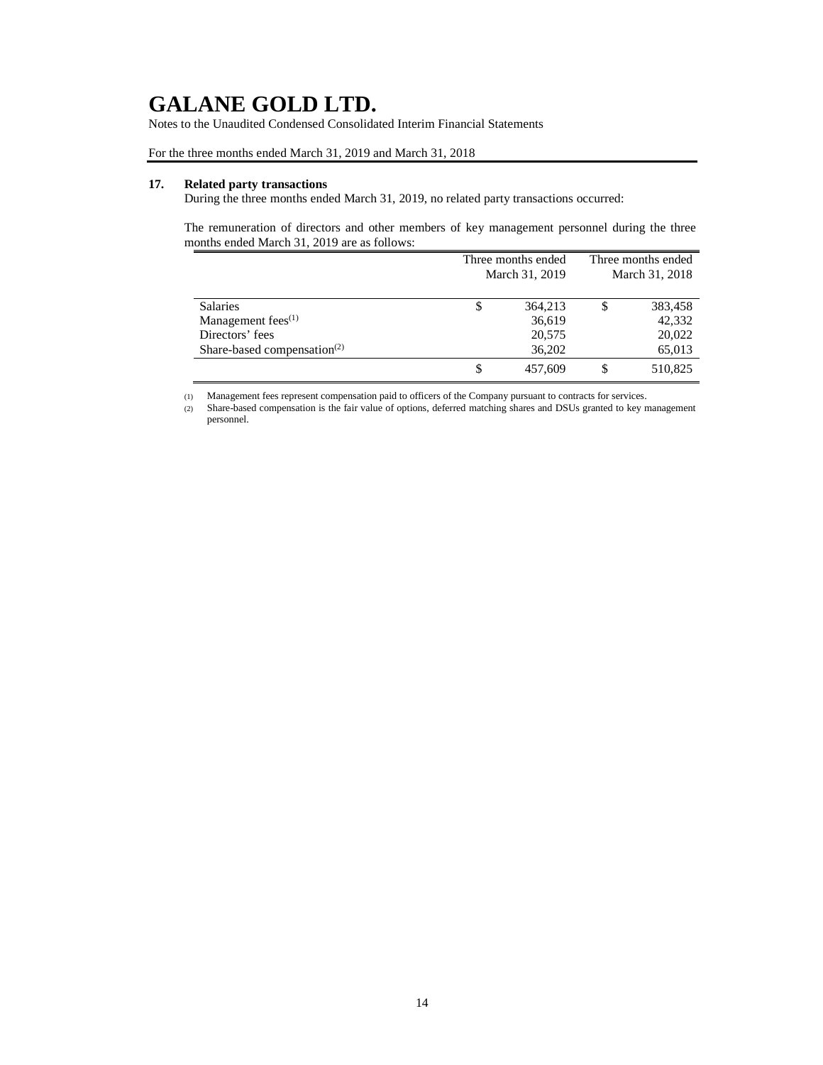# GALANE GOLD LTD.

Notes to the Unaudited Condensed Consolidated Interim Financial Statements

For the three months ended March 31, 2019 and March 31, 2018

## 17. Related party transactions

During the three months ended March 31, 2019, no related party transactions occurred:

The remuneration of directors and other members of key management personnel during the three months ended March 31, 2019 are as follows:

| | Three months ended March 31, 2019 | Three months ended March 31, 2018 |
|---|---|---|
| Salaries | $ 364,213 | $ 383,458 |
| Management fees(1) | 36,619 | 42,332 |
| Directors' fees | 20,575 | 20,022 |
| Share-based compensation(2) | 36,202 | 65,013 |
| | $ 457,609 | $ 510,825 |

(1) Management fees represent compensation paid to officers of the Company pursuant to contracts for services.

(2) Share-based compensation is the fair value of options, deferred matching shares and DSUs granted to key management personnel.